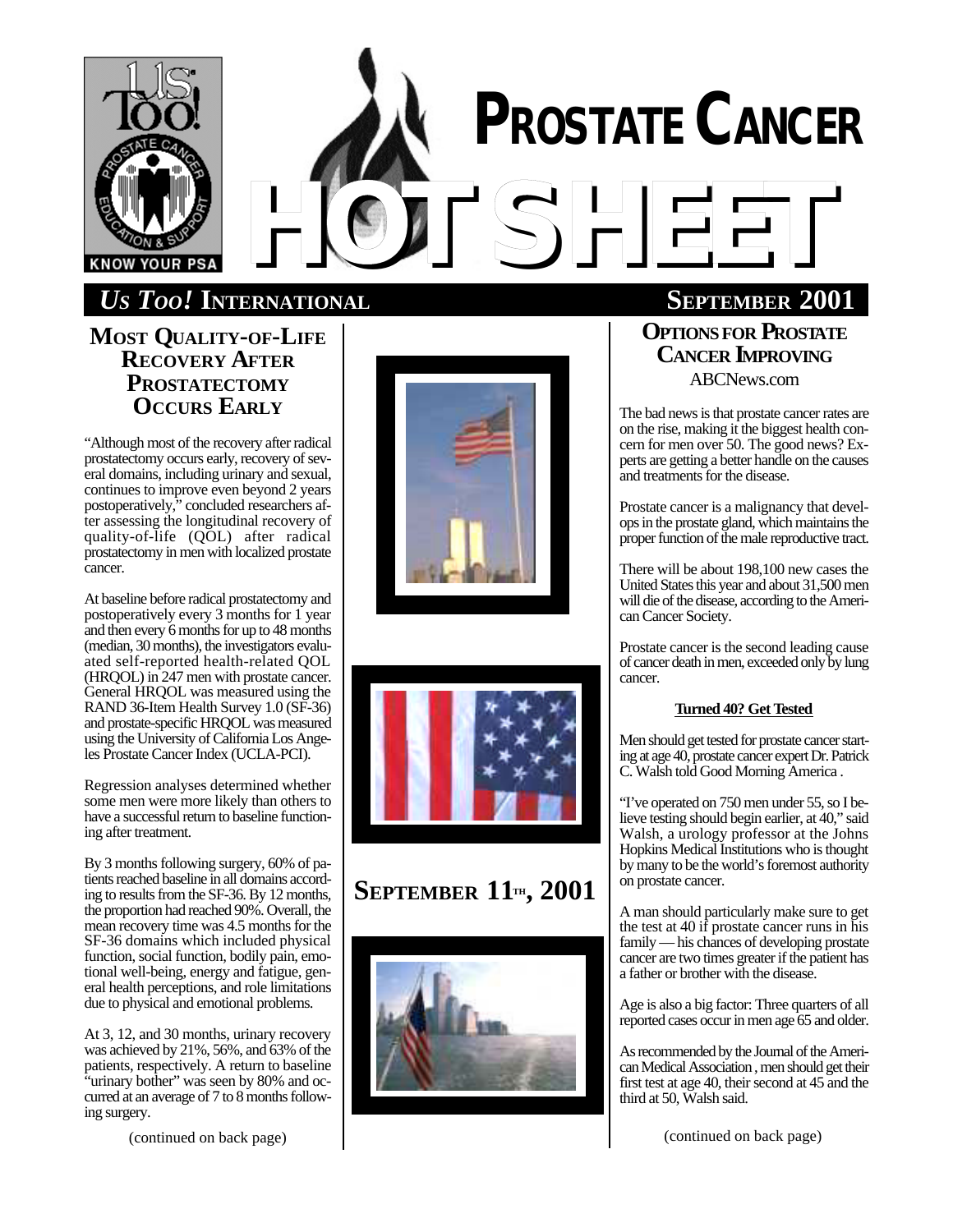# PROSTATE CANCER HOTSHEET

*Us Too!* **INTERNATIONAL** **SEPTEMBER 2001**

## MOST QUALITY-OF-LIFE RECOVERY AFTER PROSTATECTOMY OCCURS EARLY

"Although most of the recovery after radical prostatectomy occurs early, recovery of several domains, including urinary and sexual, continues to improve even beyond 2 years postoperatively," concluded researchers after assessing the longitudinal recovery of quality-of-life (QOL) after radical prostatectomy in men with localized prostate cancer.

At baseline before radical prostatectomy and postoperatively every 3 months for 1 year and then every 6 months for up to 48 months (median, 30 months), the investigators evaluated self-reported health-related QOL (HRQOL) in 247 men with prostate cancer. General HRQOL was measured using the RAND 36-Item Health Survey 1.0 (SF-36) and prostate-specific HRQOL was measured using the University of California Los Angeles Prostate Cancer Index (UCLA-PCI).

Regression analyses determined whether some men were more likely than others to have a successful return to baseline functioning after treatment.

By 3 months following surgery, 60% of patients reached baseline in all domains according to results from the SF-36. By 12 months, the proportion had reached 90%. Overall, the mean recovery time was 4.5 months for the SF-36 domains which included physical function, social function, bodily pain, emotional well-being, energy and fatigue, general health perceptions, and role limitations due to physical and emotional problems.

At 3, 12, and 30 months, urinary recovery was achieved by 21%, 56%, and 63% of the patients, respectively. A return to baseline "urinary bother" was seen by 80% and occurred at an average of 7 to 8 months following surgery.

(continued on back page)

**SEPTEMBER 11TH, 2001**

## OPTIONS FOR PROSTATE CANCER IMPROVING

ABCNews.com

The bad news is that prostate cancer rates are on the rise, making it the biggest health concern for men over 50. The good news? Experts are getting a better handle on the causes and treatments for the disease.

Prostate cancer is a malignancy that develops in the prostate gland, which maintains the proper function of the male reproductive tract.

There will be about 198,100 new cases the United States this year and about 31,500 men will die of the disease, according to the American Cancer Society.

Prostate cancer is the second leading cause of cancer death in men, exceeded only by lung cancer.

### Turned 40? Get Tested

Men should get tested for prostate cancer starting at age 40, prostate cancer expert Dr. Patrick C. Walsh told Good Morning America .

"I've operated on 750 men under 55, so I believe testing should begin earlier, at 40," said Walsh, a urology professor at the Johns Hopkins Medical Institutions who is thought by many to be the world's foremost authority on prostate cancer.

A man should particularly make sure to get the test at 40 if prostate cancer runs in his family — his chances of developing prostate cancer are two times greater if the patient has a father or brother with the disease.

Age is also a big factor: Three quarters of all reported cases occur in men age 65 and older.

As recommended by the Journal of the American Medical Association , men should get their first test at age 40, their second at 45 and the third at 50, Walsh said.

(continued on back page)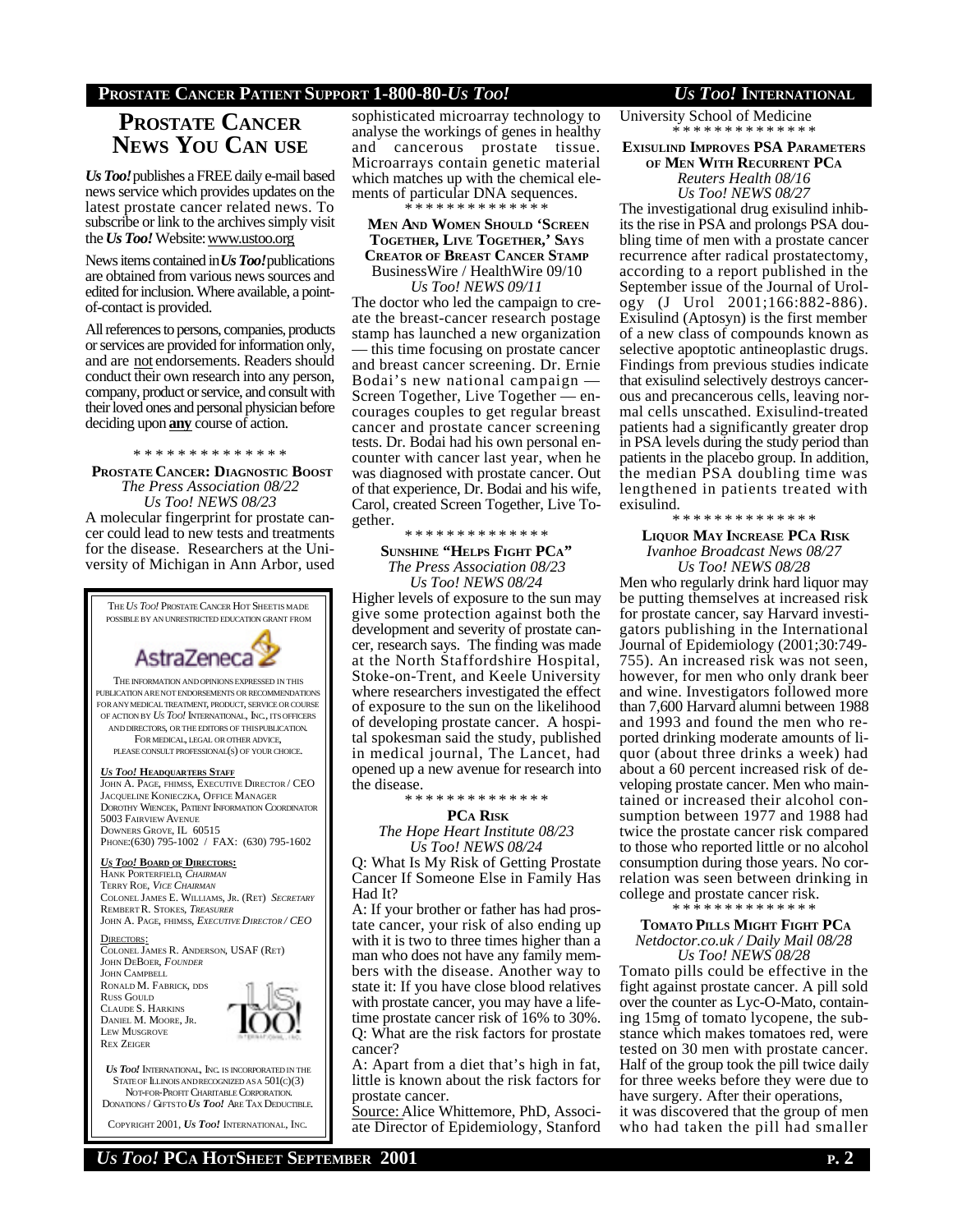# Prostate Cancer News You Can Use

*Us Too!* publishes a FREE daily e-mail based news service which provides updates on the latest prostate cancer related news. To subscribe or link to the archives simply visit the *Us Too!* Website: www.ustoo.org

News items contained in *Us Too!* publications are obtained from various news sources and edited for inclusion. Where available, a point-of-contact is provided.

All references to persons, companies, products or services are provided for information only, and are not endorsements. Readers should conduct their own research into any person, company, product or service, and consult with their loved ones and personal physician before deciding upon **any** course of action.

* * * * * * * * * * * * * *

### Prostate Cancer: Diagnostic Boost

*The Press Association 08/22*
*Us Too! NEWS 08/23*

A molecular fingerprint for prostate cancer could lead to new tests and treatments for the disease. Researchers at the University of Michigan in Ann Arbor, used sophisticated microarray technology to analyse the workings of genes in healthy and cancerous prostate tissue. Microarrays contain genetic material which matches up with the chemical elements of particular DNA sequences.

* * * * * * * * * * * * * *

### Men and Women Should 'Screen Together, Live Together,' Says Creator of Breast Cancer Stamp

BusinessWire / HealthWire 09/10
*Us Too! NEWS 09/11*

The doctor who led the campaign to create the breast-cancer research postage stamp has launched a new organization — this time focusing on prostate cancer and breast cancer screening. Dr. Ernie Bodai's new national campaign — Screen Together, Live Together — encourages couples to get regular breast cancer and prostate cancer screening tests. Dr. Bodai had his own personal encounter with cancer last year, when he was diagnosed with prostate cancer. Out of that experience, Dr. Bodai and his wife, Carol, created Screen Together, Live Together.

* * * * * * * * * * * * * *

### Sunshine "Helps Fight PCa"

*The Press Association 08/23*
*Us Too! NEWS 08/24*

Higher levels of exposure to the sun may give some protection against both the development and severity of prostate cancer, research says. The finding was made at the North Staffordshire Hospital, Stoke-on-Trent, and Keele University where researchers investigated the effect of exposure to the sun on the likelihood of developing prostate cancer. A hospital spokesman said the study, published in medical journal, The Lancet, had opened up a new avenue for research into the disease.

* * * * * * * * * * * * * *

### PCa Risk

*The Hope Heart Institute 08/23*
*Us Too! NEWS 08/24*

Q: What Is My Risk of Getting Prostate Cancer If Someone Else in Family Has Had It?

A: If your brother or father has had prostate cancer, your risk of also ending up with it is two to three times higher than a man who does not have any family members with the disease. Another way to state it: If you have close blood relatives with prostate cancer, you may have a lifetime prostate cancer risk of 16% to 30%.

Q: What are the risk factors for prostate cancer?

A: Apart from a diet that's high in fat, little is known about the risk factors for prostate cancer.

Source: Alice Whittemore, PhD, Associate Director of Epidemiology, Stanford University School of Medicine

* * * * * * * * * * * * * *

### Exisulind Improves PSA Parameters of Men With Recurrent PCa

*Reuters Health 08/16*
*Us Too! NEWS 08/27*

The investigational drug exisulind inhibits the rise in PSA and prolongs PSA doubling time of men with a prostate cancer recurrence after radical prostatectomy, according to a report published in the September issue of the Journal of Urology (J Urol 2001;166:882-886). Exisulind (Aptosyn) is the first member of a new class of compounds known as selective apoptotic antineoplastic drugs. Findings from previous studies indicate that exisulind selectively destroys cancerous and precancerous cells, leaving normal cells unscathed. Exisulind-treated patients had a significantly greater drop in PSA levels during the study period than patients in the placebo group. In addition, the median PSA doubling time was lengthened in patients treated with exisulind.

* * * * * * * * * * * * * *

### Liquor May Increase PCa Risk

*Ivanhoe Broadcast News 08/27*
*Us Too! NEWS 08/28*

Men who regularly drink hard liquor may be putting themselves at increased risk for prostate cancer, say Harvard investigators publishing in the International Journal of Epidemiology (2001;30:749-755). An increased risk was not seen, however, for men who only drank beer and wine. Investigators followed more than 7,600 Harvard alumni between 1988 and 1993 and found the men who reported drinking moderate amounts of liquor (about three drinks a week) had about a 60 percent increased risk of developing prostate cancer. Men who maintained or increased their alcohol consumption between 1977 and 1988 had twice the prostate cancer risk compared to those who reported little or no alcohol consumption during those years. No correlation was seen between drinking in college and prostate cancer risk.

* * * * * * * * * * * * * *

### Tomato Pills Might Fight PCa

*Netdoctor.co.uk / Daily Mail 08/28*
*Us Too! NEWS 08/28*

Tomato pills could be effective in the fight against prostate cancer. A pill sold over the counter as Lyc-O-Mato, containing 15mg of tomato lycopene, the substance which makes tomatoes red, were tested on 30 men with prostate cancer. Half of the group took the pill twice daily for three weeks before they were due to have surgery. After their operations, it was discovered that the group of men who had taken the pill had smaller

---

The *Us Too!* Prostate Cancer Hot Sheet is made possible by an unrestricted education grant from AstraZeneca

The information and opinions expressed in this publication are not endorsements or recommendations for any medical treatment, product, service or course of action by *Us Too!* International, Inc., its officers and directors, or the editors of this publication. For medical, legal or other advice, please consult professional(s) of your choice.

**Us Too! Headquarters Staff**

John A. Page, FHIMSS, Executive Director / CEO
Jacqueline Konieczka, Office Manager
Dorothy Wiencek, Patient Information Coordinator
5003 Fairview Avenue
Downers Grove, IL 60515
Phone: (630) 795-1002 / Fax: (630) 795-1602

**Us Too! Board of Directors:**

Hank Porterfield, *Chairman*
Terry Roe, *Vice Chairman*
Colonel James E. Williams, Jr. (Ret) *Secretary*
Rembert R. Stokes, *Treasurer*
John A. Page, FHIMSS, *Executive Director / CEO*

Directors:

Colonel James R. Anderson, USAF (Ret)
John DeBoer, *Founder*
John Campbell
Ronald M. Fabrick, DDS
Russ Gould
Claude S. Harkins
Daniel M. Moore, Jr.
Lew Musgrove
Rex Zeiger

*Us Too!* International, Inc. is incorporated in the State of Illinois and recognized as a 501(c)(3) not-for-profit charitable corporation. Donations / Gifts to *Us Too!* are tax deductible.

Copyright 2001, *Us Too!* International, Inc.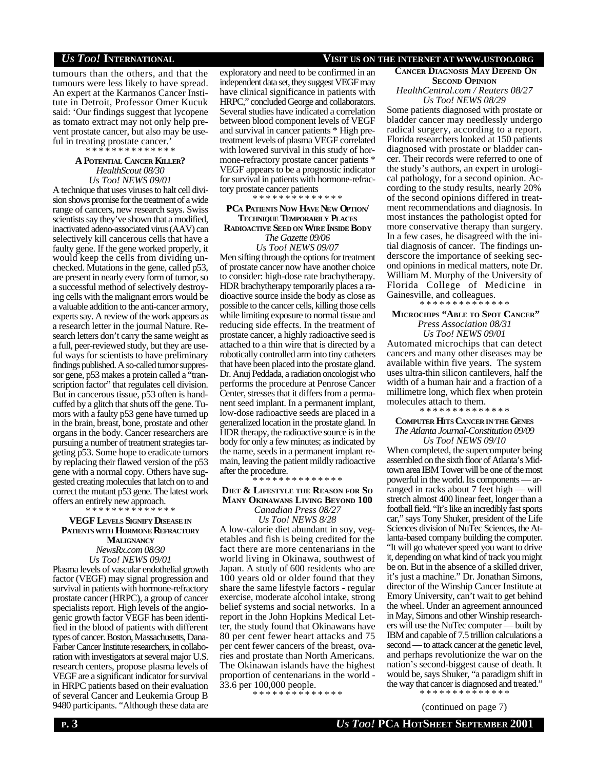tumours than the others, and that the tumours were less likely to have spread. An expert at the Karmanos Cancer Institute in Detroit, Professor Omer Kucuk said: 'Our findings suggest that lycopene as tomato extract may not only help prevent prostate cancer, but also may be useful in treating prostate cancer.'

\* \* \* \* \* \* \* \* \* \* \* \* \* \*

### A POTENTIAL CANCER KILLER?

*HealthScout 08/30*
*Us Too! NEWS 09/01*

A technique that uses viruses to halt cell division shows promise for the treatment of a wide range of cancers, new research says. Swiss scientists say they've shown that a modified, inactivated adeno-associated virus (AAV) can selectively kill cancerous cells that have a faulty gene. If the gene worked properly, it would keep the cells from dividing unchecked. Mutations in the gene, called p53, are present in nearly every form of tumor, so a successful method of selectively destroying cells with the malignant errors would be a valuable addition to the anti-cancer armory, experts say. A review of the work appears as a research letter in the journal Nature. Research letters don't carry the same weight as a full, peer-reviewed study, but they are useful ways for scientists to have preliminary findings published. A so-called tumor suppressor gene, p53 makes a protein called a "transcription factor" that regulates cell division. But in cancerous tissue, p53 often is handcuffed by a glitch that shuts off the gene. Tumors with a faulty p53 gene have turned up in the brain, breast, bone, prostate and other organs in the body. Cancer researchers are pursuing a number of treatment strategies targeting p53. Some hope to eradicate tumors by replacing their flawed version of the p53 gene with a normal copy. Others have suggested creating molecules that latch on to and correct the mutant p53 gene. The latest work offers an entirely new approach.

\* \* \* \* \* \* \* \* \* \* \* \* \* \*

### VEGF LEVELS SIGNIFY DISEASE IN PATIENTS WITH HORMONE REFRACTORY MALIGNANCY

*NewsRx.com 08/30*
*Us Too! NEWS 09/01*

Plasma levels of vascular endothelial growth factor (VEGF) may signal progression and survival in patients with hormone-refractory prostate cancer (HRPC), a group of cancer specialists report. High levels of the angiogenic growth factor VEGF has been identified in the blood of patients with different types of cancer. Boston, Massachusetts, Dana-Farber Cancer Institute researchers, in collaboration with investigators at several major U.S. research centers, propose plasma levels of VEGF are a significant indicator for survival in HRPC patients based on their evaluation of several Cancer and Leukemia Group B 9480 participants. "Although these data are exploratory and need to be confirmed in an independent data set, they suggest VEGF may have clinical significance in patients with HRPC," concluded George and collaborators. Several studies have indicated a correlation between blood component levels of VEGF and survival in cancer patients * High pretreatment levels of plasma VEGF correlated with lowered survival in this study of hormone-refractory prostate cancer patients * VEGF appears to be a prognostic indicator for survival in patients with hormone-refractory prostate cancer patients

\* \* \* \* \* \* \* \* \* \* \* \* \* \*

### PCA PATIENTS NOW HAVE NEW OPTION/ TECHNIQUE TEMPORARILY PLACES RADIOACTIVE SEED ON WIRE INSIDE BODY

*The Gazette 09/06*
*Us Too! NEWS 09/07*

Men sifting through the options for treatment of prostate cancer now have another choice to consider: high-dose rate brachytherapy. HDR brachytherapy temporarily places a radioactive source inside the body as close as possible to the cancer cells, killing those cells while limiting exposure to normal tissue and reducing side effects. In the treatment of prostate cancer, a highly radioactive seed is attached to a thin wire that is directed by a robotically controlled arm into tiny catheters that have been placed into the prostate gland. Dr. Anuj Peddada, a radiation oncologist who performs the procedure at Penrose Cancer Center, stresses that it differs from a permanent seed implant. In a permanent implant, low-dose radioactive seeds are placed in a generalized location in the prostate gland. In HDR therapy, the radioactive source is in the body for only a few minutes; as indicated by the name, seeds in a permanent implant remain, leaving the patient mildly radioactive after the procedure.

\* \* \* \* \* \* \* \* \* \* \* \* \* \*

### DIET & LIFESTYLE THE REASON FOR SO MANY OKINAWANS LIVING BEYOND 100

*Canadian Press 08/27*
*Us Too! NEWS 8/28*

A low-calorie diet abundant in soy, vegetables and fish is being credited for the fact there are more centenarians in the world living in Okinawa, southwest of Japan. A study of 600 residents who are 100 years old or older found that they share the same lifestyle factors - regular exercise, moderate alcohol intake, strong belief systems and social networks. In a report in the John Hopkins Medical Letter, the study found that Okinawans have 80 per cent fewer heart attacks and 75 per cent fewer cancers of the breast, ovaries and prostate than North Americans. The Okinawan islands have the highest proportion of centenarians in the world - 33.6 per 100,000 people.

\* \* \* \* \* \* \* \* \* \* \* \* \* \*

### CANCER DIAGNOSIS MAY DEPEND ON SECOND OPINION

*HealthCentral.com / Reuters 08/27*
*Us Too! NEWS 08/29*

Some patients diagnosed with prostate or bladder cancer may needlessly undergo radical surgery, according to a report. Florida researchers looked at 150 patients diagnosed with prostate or bladder cancer. Their records were referred to one of the study's authors, an expert in urological pathology, for a second opinion. According to the study results, nearly 20% of the second opinions differed in treatment recommendations and diagnosis. In most instances the pathologist opted for more conservative therapy than surgery. In a few cases, he disagreed with the initial diagnosis of cancer. The findings underscore the importance of seeking second opinions in medical matters, note Dr. William M. Murphy of the University of Florida College of Medicine in Gainesville, and colleagues.

\* \* \* \* \* \* \* \* \* \* \* \* \* \*

### MICROCHIPS "ABLE TO SPOT CANCER"

*Press Association 08/31*
*Us Too! NEWS 09/01*

Automated microchips that can detect cancers and many other diseases may be available within five years. The system uses ultra-thin silicon cantilevers, half the width of a human hair and a fraction of a millimetre long, which flex when protein molecules attach to them.

\* \* \* \* \* \* \* \* \* \* \* \* \* \*

### COMPUTER HITS CANCER IN THE GENES

*The Atlanta Journal-Constitution 09/09*
*Us Too! NEWS 09/10*

When completed, the supercomputer being assembled on the sixth floor of Atlanta's Midtown area IBM Tower will be one of the most powerful in the world. Its components — arranged in racks about 7 feet high — will stretch almost 400 linear feet, longer than a football field. "It's like an incredibly fast sports car," says Tony Shuker, president of the Life Sciences division of NuTec Sciences, the Atlanta-based company building the computer. "It will go whatever speed you want to drive it, depending on what kind of track you might be on. But in the absence of a skilled driver, it's just a machine." Dr. Jonathan Simons, director of the Winship Cancer Institute at Emory University, can't wait to get behind the wheel. Under an agreement announced in May, Simons and other Winship researchers will use the NuTec computer — built by IBM and capable of 7.5 trillion calculations a second — to attack cancer at the genetic level, and perhaps revolutionize the war on the nation's second-biggest cause of death. It would be, says Shuker, "a paradigm shift in the way that cancer is diagnosed and treated."

\* \* \* \* \* \* \* \* \* \* \* \* \* \*

(continued on page 7)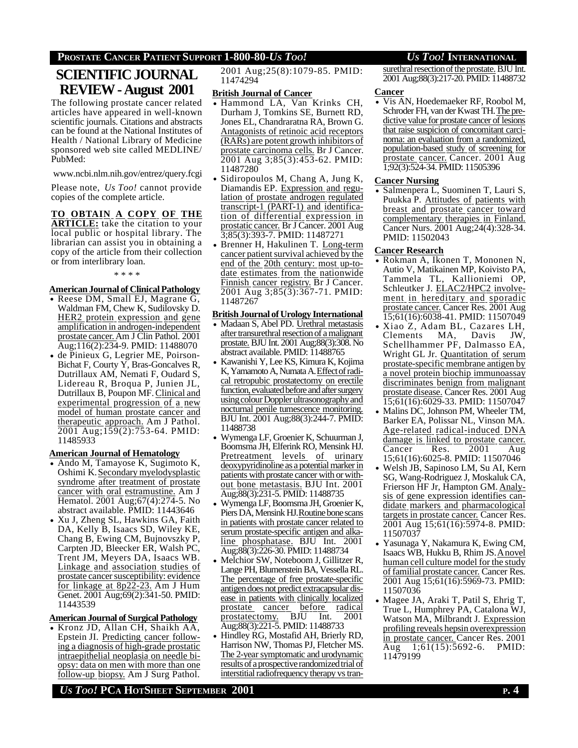# SCIENTIFIC JOURNAL REVIEW - August 2001

The following prostate cancer related articles have appeared in well-known scientific journals. Citations and abstracts can be found at the National Institutes of Health / National Library of Medicine sponsored web site called MEDLINE/ PubMed:

www.ncbi.nlm.nih.gov/entrez/query.fcgi

Please note, *Us Too!* cannot provide copies of the complete article.

**TO OBTAIN A COPY OF THE ARTICLE:** take the citation to your local public or hospital library. The librarian can assist you in obtaining a copy of the article from their collection or from interlibrary loan.

\* \* \* \*

### American Journal of Clinical Pathology

- Reese DM, Small EJ, Magrane G, Waldman FM, Chew K, Sudilovsky D. HER2 protein expression and gene amplification in androgen-independent prostate cancer. Am J Clin Pathol. 2001 Aug;116(2):234-9. PMID: 11488070
- de Pinieux G, Legrier ME, Poirson-Bichat F, Courty Y, Bras-Goncalves R, Dutrillaux AM, Nemati F, Oudard S, Lidereau R, Broqua P, Junien JL, Dutrillaux B, Poupon MF. Clinical and experimental progression of a new model of human prostate cancer and therapeutic approach. Am J Pathol. 2001 Aug;159(2):753-64. PMID: 11485933

### American Journal of Hematology

- Ando M, Tamayose K, Sugimoto K, Oshimi K. Secondary myelodysplastic syndrome after treatment of prostate cancer with oral estramustine. Am J Hematol. 2001 Aug;67(4):274-5. No abstract available. PMID: 11443646
- Xu J, Zheng SL, Hawkins GA, Faith DA, Kelly B, Isaacs SD, Wiley KE, Chang B, Ewing CM, Bujnovszky P, Carpten JD, Bleecker ER, Walsh PC, Trent JM, Meyers DA, Isaacs WB. Linkage and association studies of prostate cancer susceptibility: evidence for linkage at 8p22-23. Am J Hum Genet. 2001 Aug;69(2):341-50. PMID: 11443539

### American Journal of Surgical Pathology

- Kronz JD, Allan CH, Shaikh AA, Epstein JI. Predicting cancer following a diagnosis of high-grade prostatic intraepithelial neoplasia on needle biopsy: data on men with more than one follow-up biopsy. Am J Surg Pathol. 2001 Aug;25(8):1079-85. PMID: 11474294

### British Journal of Cancer

- Hammond LA, Van Krinks CH, Durham J, Tomkins SE, Burnett RD, Jones EL, Chandraratna RA, Brown G. Antagonists of retinoic acid receptors (RARs) are potent growth inhibitors of prostate carcinoma cells. Br J Cancer. 2001 Aug 3;85(3):453-62. PMID: 11487280
- Sidiropoulos M, Chang A, Jung K, Diamandis EP. Expression and regulation of prostate androgen regulated transcript-1 (PART-1) and identification of differential expression in prostatic cancer. Br J Cancer. 2001 Aug 3;85(3):393-7. PMID: 11487271
- Brenner H, Hakulinen T. Long-term cancer patient survival achieved by the end of the 20th century: most up-to-date estimates from the nationwide Finnish cancer registry. Br J Cancer. 2001 Aug 3;85(3):367-71. PMID: 11487267

### British Journal of Urology International

- Madaan S, Abel PD. Urethral metastasis after transurethral resection of a malignant prostate. BJU Int. 2001 Aug;88(3):308. No abstract available. PMID: 11488765
- Kawanishi Y, Lee KS, Kimura K, Kojima K, Yamamoto A, Numata A. Effect of radical retropubic prostatectomy on erectile function, evaluated before and after surgery using colour Doppler ultrasonography and nocturnal penile tumescence monitoring. BJU Int. 2001 Aug;88(3):244-7. PMID: 11488738
- Wymenga LF, Groenier K, Schuurman J, Boomsma JH, Elferink RO, Mensink HJ. Pretreatment levels of urinary deoxypyridinoline as a potential marker in patients with prostate cancer with or without bone metastasis. BJU Int. 2001 Aug;88(3):231-5. PMID: 11488735
- Wymenga LF, Boomsma JH, Groenier K, Piers DA, Mensink HJ. Routine bone scans in patients with prostate cancer related to serum prostate-specific antigen and alkaline phosphatase. BJU Int. 2001 Aug;88(3):226-30. PMID: 11488734
- Melchior SW, Noteboom J, Gillitzer R, Lange PH, Blumenstein BA, Vessella RL. The percentage of free prostate-specific antigen does not predict extracapsular disease in patients with clinically localized prostate cancer before radical prostatectomy. BJU Int. 2001 Aug;88(3):221-5. PMID: 11488733
- Hindley RG, Mostafid AH, Brierly RD, Harrison NW, Thomas PJ, Fletcher MS. The 2-year symptomatic and urodynamic results of a prospective randomized trial of interstitial radiofrequency therapy vs transurethral resection of the prostate. BJU Int. 2001 Aug;88(3):217-20. PMID: 11488732

### Cancer

- Vis AN, Hoedemaeker RF, Roobol M, Schroder FH, van der Kwast TH. The predictive value for prostate cancer of lesions that raise suspicion of concomitant carcinoma: an evaluation from a randomized, population-based study of screening for prostate cancer. Cancer. 2001 Aug 1;92(3):524-34. PMID: 11505396

### Cancer Nursing

- Salmenpera L, Suominen T, Lauri S, Puukka P. Attitudes of patients with breast and prostate cancer toward complementary therapies in Finland. Cancer Nurs. 2001 Aug;24(4):328-34. PMID: 11502043

### Cancer Research

- Rokman A, Ikonen T, Mononen N, Autio V, Matikainen MP, Koivisto PA, Tammela TL, Kallioniemi OP, Schleutker J. ELAC2/HPC2 involvement in hereditary and sporadic prostate cancer. Cancer Res. 2001 Aug 15;61(16):6038-41. PMID: 11507049
- Xiao Z, Adam BL, Cazares LH, Clements MA, Davis JW, Schellhammer PF, Dalmasso EA, Wright GL Jr. Quantitation of serum prostate-specific membrane antigen by a novel protein biochip immunoassay discriminates benign from malignant prostate disease. Cancer Res. 2001 Aug 15;61(16):6029-33. PMID: 11507047
- Malins DC, Johnson PM, Wheeler TM, Barker EA, Polissar NL, Vinson MA. Age-related radical-induced DNA damage is linked to prostate cancer. Cancer Res. 2001 Aug 15;61(16):6025-8. PMID: 11507046
- Welsh JB, Sapinoso LM, Su AI, Kern SG, Wang-Rodriguez J, Moskaluk CA, Frierson HF Jr, Hampton GM. Analysis of gene expression identifies candidate markers and pharmacological targets in prostate cancer. Cancer Res. 2001 Aug 15;61(16):5974-8. PMID: 11507037
- Yasunaga Y, Nakamura K, Ewing CM, Isaacs WB, Hukku B, Rhim JS. A novel human cell culture model for the study of familial prostate cancer. Cancer Res. 2001 Aug 15;61(16):5969-73. PMID: 11507036
- Magee JA, Araki T, Patil S, Ehrig T, True L, Humphrey PA, Catalona WJ, Watson MA, Milbrandt J. Expression profiling reveals hepsin overexpression in prostate cancer. Cancer Res. 2001 Aug 1;61(15):5692-6. PMID: 11479199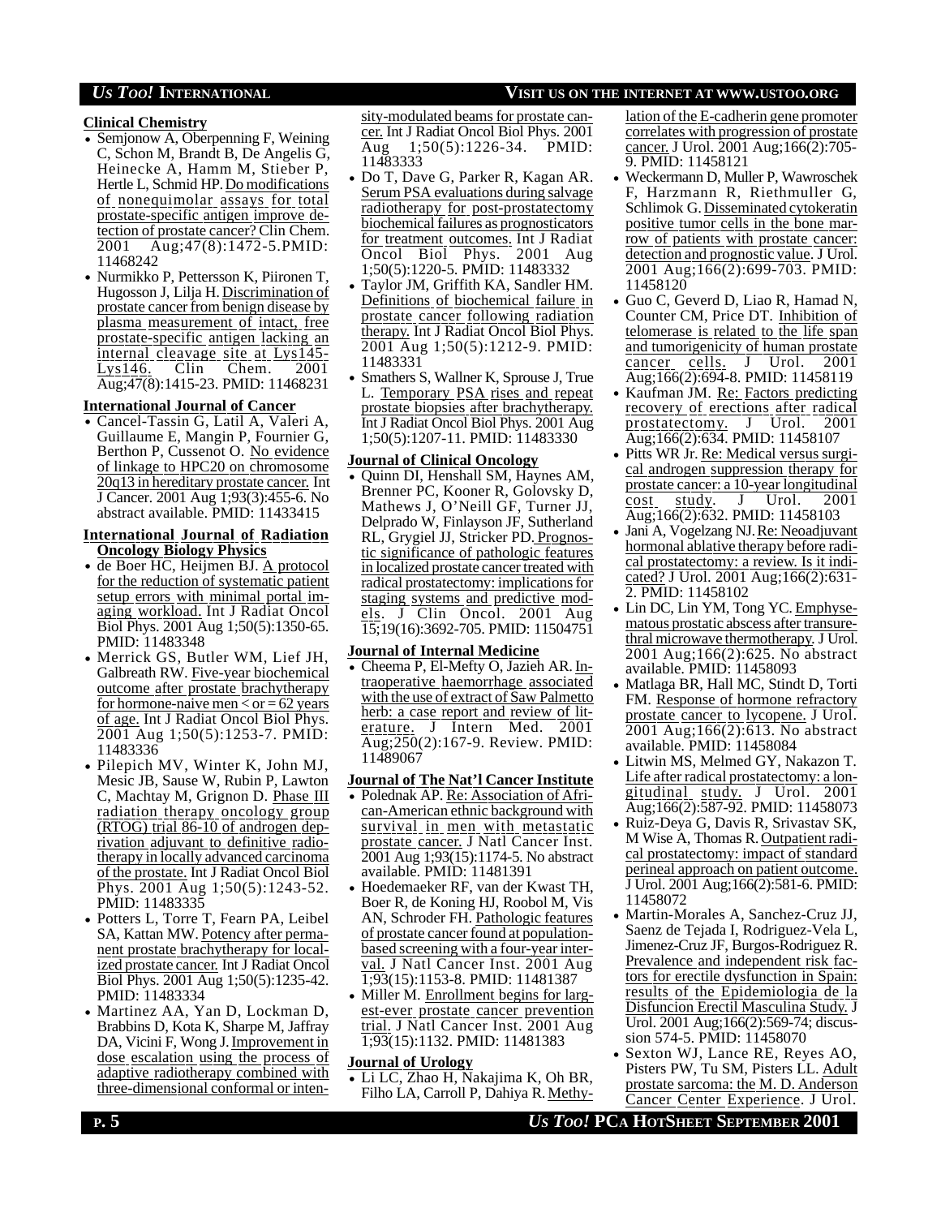**Clinical Chemistry**

- Semjonow A, Oberpenning F, Weining C, Schon M, Brandt B, De Angelis G, Heinecke A, Hamm M, Stieber P, Hertle L, Schmid HP. Do modifications of nonequimolar assays for total prostate-specific antigen improve detection of prostate cancer? Clin Chem. 2001 Aug;47(8):1472-5.PMID: 11468242
- Nurmikko P, Pettersson K, Piironen T, Hugosson J, Lilja H. Discrimination of prostate cancer from benign disease by plasma measurement of intact, free prostate-specific antigen lacking an internal cleavage site at Lys145-Lys146. Clin Chem. 2001 Aug;47(8):1415-23. PMID: 11468231

**International Journal of Cancer**

- Cancel-Tassin G, Latil A, Valeri A, Guillaume E, Mangin P, Fournier G, Berthon P, Cussenot O. No evidence of linkage to HPC20 on chromosome 20q13 in hereditary prostate cancer. Int J Cancer. 2001 Aug 1;93(3):455-6. No abstract available. PMID: 11433415

**International Journal of Radiation Oncology Biology Physics**

- de Boer HC, Heijmen BJ. A protocol for the reduction of systematic patient setup errors with minimal portal imaging workload. Int J Radiat Oncol Biol Phys. 2001 Aug 1;50(5):1350-65. PMID: 11483348
- Merrick GS, Butler WM, Lief JH, Galbreath RW. Five-year biochemical outcome after prostate brachytherapy for hormone-naive men < or = 62 years of age. Int J Radiat Oncol Biol Phys. 2001 Aug 1;50(5):1253-7. PMID: 11483336
- Pilepich MV, Winter K, John MJ, Mesic JB, Sause W, Rubin P, Lawton C, Machtay M, Grignon D. Phase III radiation therapy oncology group (RTOG) trial 86-10 of androgen deprivation adjuvant to definitive radiotherapy in locally advanced carcinoma of the prostate. Int J Radiat Oncol Biol Phys. 2001 Aug 1;50(5):1243-52. PMID: 11483335
- Potters L, Torre T, Fearn PA, Leibel SA, Kattan MW. Potency after permanent prostate brachytherapy for localized prostate cancer. Int J Radiat Oncol Biol Phys. 2001 Aug 1;50(5):1235-42. PMID: 11483334
- Martinez AA, Yan D, Lockman D, Brabbins D, Kota K, Sharpe M, Jaffray DA, Vicini F, Wong J. Improvement in dose escalation using the process of adaptive radiotherapy combined with three-dimensional conformal or intensity-modulated beams for prostate cancer. Int J Radiat Oncol Biol Phys. 2001 Aug 1;50(5):1226-34. PMID: 11483333
- Do T, Dave G, Parker R, Kagan AR. Serum PSA evaluations during salvage radiotherapy for post-prostatectomy biochemical failures as prognosticators for treatment outcomes. Int J Radiat Oncol Biol Phys. 2001 Aug 1;50(5):1220-5. PMID: 11483332
- Taylor JM, Griffith KA, Sandler HM. Definitions of biochemical failure in prostate cancer following radiation therapy. Int J Radiat Oncol Biol Phys. 2001 Aug 1;50(5):1212-9. PMID: 11483331
- Smathers S, Wallner K, Sprouse J, True L. Temporary PSA rises and repeat prostate biopsies after brachytherapy. Int J Radiat Oncol Biol Phys. 2001 Aug 1;50(5):1207-11. PMID: 11483330

**Journal of Clinical Oncology**

- Quinn DI, Henshall SM, Haynes AM, Brenner PC, Kooner R, Golovsky D, Mathews J, O'Neill GF, Turner JJ, Delprado W, Finlayson JF, Sutherland RL, Grygiel JJ, Stricker PD. Prognostic significance of pathologic features in localized prostate cancer treated with radical prostatectomy: implications for staging systems and predictive models. J Clin Oncol. 2001 Aug 15;19(16):3692-705. PMID: 11504751

**Journal of Internal Medicine**

- Cheema P, El-Mefty O, Jazieh AR. Intraoperative haemorrhage associated with the use of extract of Saw Palmetto herb: a case report and review of literature. J Intern Med. 2001 Aug;250(2):167-9. Review. PMID: 11489067

**Journal of The Nat'l Cancer Institute**

- Polednak AP. Re: Association of African-American ethnic background with survival in men with metastatic prostate cancer. J Natl Cancer Inst. 2001 Aug 1;93(15):1174-5. No abstract available. PMID: 11481391
- Hoedemaeker RF, van der Kwast TH, Boer R, de Koning HJ, Roobol M, Vis AN, Schroder FH. Pathologic features of prostate cancer found at population-based screening with a four-year interval. J Natl Cancer Inst. 2001 Aug 1;93(15):1153-8. PMID: 11481387
- Miller M. Enrollment begins for largest-ever prostate cancer prevention trial. J Natl Cancer Inst. 2001 Aug 1;93(15):1132. PMID: 11481383

**Journal of Urology**

- Li LC, Zhao H, Nakajima K, Oh BR, Filho LA, Carroll P, Dahiya R. Methylation of the E-cadherin gene promoter correlates with progression of prostate cancer. J Urol. 2001 Aug;166(2):705-9. PMID: 11458121
- Weckermann D, Muller P, Wawroschek F, Harzmann R, Riethmuller G, Schlimok G. Disseminated cytokeratin positive tumor cells in the bone marrow of patients with prostate cancer: detection and prognostic value. J Urol. 2001 Aug;166(2):699-703. PMID: 11458120
- Guo C, Geverd D, Liao R, Hamad N, Counter CM, Price DT. Inhibition of telomerase is related to the life span and tumorigenicity of human prostate cancer cells. J Urol. 2001 Aug;166(2):694-8. PMID: 11458119
- Kaufman JM. Re: Factors predicting recovery of erections after radical prostatectomy. J Urol. 2001 Aug;166(2):634. PMID: 11458107
- Pitts WR Jr. Re: Medical versus surgical androgen suppression therapy for prostate cancer: a 10-year longitudinal cost study. J Urol. 2001 Aug;166(2):632. PMID: 11458103
- Jani A, Vogelzang NJ. Re: Neoadjuvant hormonal ablative therapy before radical prostatectomy: a review. Is it indicated? J Urol. 2001 Aug;166(2):631-2. PMID: 11458102
- Lin DC, Lin YM, Tong YC. Emphysematous prostatic abscess after transurethral microwave thermotherapy. J Urol. 2001 Aug;166(2):625. No abstract available. PMID: 11458093
- Matlaga BR, Hall MC, Stindt D, Torti FM. Response of hormone refractory prostate cancer to lycopene. J Urol. 2001 Aug;166(2):613. No abstract available. PMID: 11458084
- Litwin MS, Melmed GY, Nakazon T. Life after radical prostatectomy: a longitudinal study. J Urol. 2001 Aug;166(2):587-92. PMID: 11458073
- Ruiz-Deya G, Davis R, Srivastav SK, M Wise A, Thomas R. Outpatient radical prostatectomy: impact of standard perineal approach on patient outcome. J Urol. 2001 Aug;166(2):581-6. PMID: 11458072
- Martin-Morales A, Sanchez-Cruz JJ, Saenz de Tejada I, Rodriguez-Vela L, Jimenez-Cruz JF, Burgos-Rodriguez R. Prevalence and independent risk factors for erectile dysfunction in Spain: results of the Epidemiologia de la Disfuncion Erectil Masculina Study. J Urol. 2001 Aug;166(2):569-74; discussion 574-5. PMID: 11458070
- Sexton WJ, Lance RE, Reyes AO, Pisters PW, Tu SM, Pisters LL. Adult prostate sarcoma: the M. D. Anderson Cancer Center Experience. J Urol.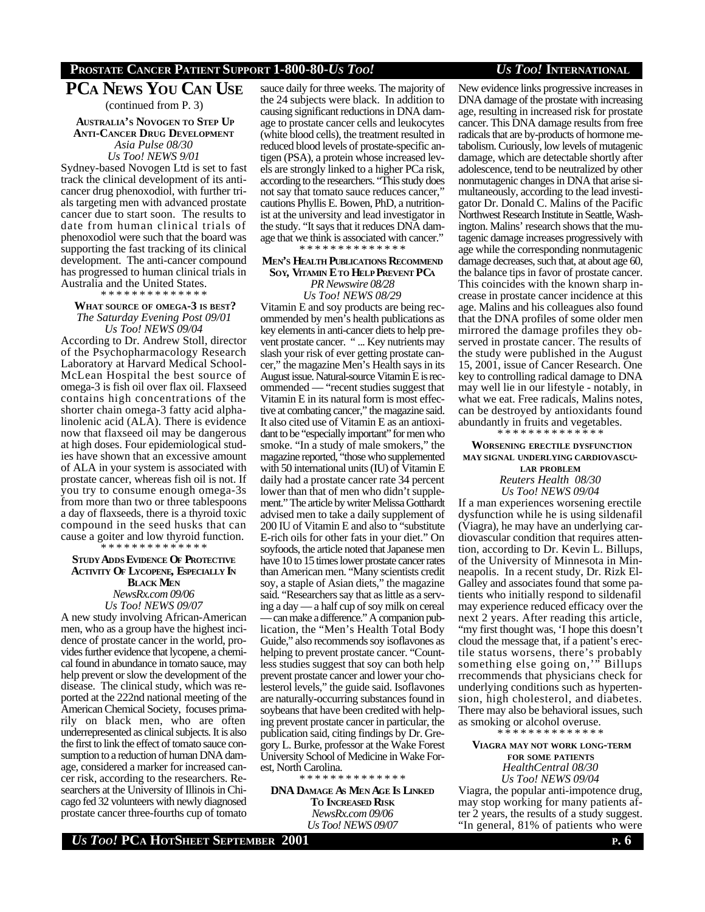# PCa News You Can Use

(continued from P. 3)

### Australia's Novogen to Step Up Anti-Cancer Drug Development

*Asia Pulse 08/30*
*Us Too! NEWS 9/01*

Sydney-based Novogen Ltd is set to fast track the clinical development of its anti-cancer drug phenoxodiol, with further trials targeting men with advanced prostate cancer due to start soon. The results to date from human clinical trials of phenoxodiol were such that the board was supporting the fast tracking of its clinical development. The anti-cancer compound has progressed to human clinical trials in Australia and the United States.

\* \* \* \* \* \* \* \* \* \* \* \* \* \*

### What source of omega-3 is best?

*The Saturday Evening Post 09/01*
*Us Too! NEWS 09/04*

According to Dr. Andrew Stoll, director of the Psychopharmacology Research Laboratory at Harvard Medical School-McLean Hospital the best source of omega-3 is fish oil over flax oil. Flaxseed contains high concentrations of the shorter chain omega-3 fatty acid alpha-linolenic acid (ALA). There is evidence now that flaxseed oil may be dangerous at high doses. Four epidemiological studies have shown that an excessive amount of ALA in your system is associated with prostate cancer, whereas fish oil is not. If you try to consume enough omega-3s from more than two or three tablespoons a day of flaxseeds, there is a thyroid toxic compound in the seed husks that can cause a goiter and low thyroid function.

\* \* \* \* \* \* \* \* \* \* \* \* \* \*

### Study Adds Evidence Of Protective Activity Of Lycopene, Especially In Black Men

*NewsRx.com 09/06*
*Us Too! NEWS 09/07*

A new study involving African-American men, who as a group have the highest incidence of prostate cancer in the world, provides further evidence that lycopene, a chemical found in abundance in tomato sauce, may help prevent or slow the development of the disease. The clinical study, which was reported at the 222nd national meeting of the American Chemical Society, focuses primarily on black men, who are often underrepresented as clinical subjects. It is also the first to link the effect of tomato sauce consumption to a reduction of human DNA damage, considered a marker for increased cancer risk, according to the researchers. Researchers at the University of Illinois in Chicago fed 32 volunteers with newly diagnosed prostate cancer three-fourths cup of tomato sauce daily for three weeks. The majority of the 24 subjects were black. In addition to causing significant reductions in DNA damage to prostate cancer cells and leukocytes (white blood cells), the treatment resulted in reduced blood levels of prostate-specific antigen (PSA), a protein whose increased levels are strongly linked to a higher PCa risk, according to the researchers. "This study does not say that tomato sauce reduces cancer," cautions Phyllis E. Bowen, PhD, a nutritionist at the university and lead investigator in the study. "It says that it reduces DNA damage that we think is associated with cancer."

\* \* \* \* \* \* \* \* \* \* \* \* \* \*

### Men's Health Publications Recommend Soy, Vitamin E to Help Prevent PCa

*PR Newswire 08/28*
*Us Too! NEWS 08/29*

Vitamin E and soy products are being recommended by men's health publications as key elements in anti-cancer diets to help prevent prostate cancer. " ... Key nutrients may slash your risk of ever getting prostate cancer," the magazine Men's Health says in its August issue. Natural-source Vitamin E is recommended — "recent studies suggest that Vitamin E in its natural form is most effective at combating cancer," the magazine said. It also cited use of Vitamin E as an antioxidant to be "especially important" for men who smoke. "In a study of male smokers," the magazine reported, "those who supplemented with 50 international units (IU) of Vitamin E daily had a prostate cancer rate 34 percent lower than that of men who didn't supplement." The article by writer Melissa Gotthardt advised men to take a daily supplement of 200 IU of Vitamin E and also to "substitute E-rich oils for other fats in your diet." On soyfoods, the article noted that Japanese men have 10 to 15 times lower prostate cancer rates than American men. "Many scientists credit soy, a staple of Asian diets," the magazine said. "Researchers say that as little as a serving a day — a half cup of soy milk on cereal — can make a difference." A companion publication, the "Men's Health Total Body Guide," also recommends soy isoflavones as helping to prevent prostate cancer. "Countless studies suggest that soy can both help prevent prostate cancer and lower your cholesterol levels," the guide said. Isoflavones are naturally-occurring substances found in soybeans that have been credited with helping prevent prostate cancer in particular, the publication said, citing findings by Dr. Gregory L. Burke, professor at the Wake Forest University School of Medicine in Wake Forest, North Carolina.

\* \* \* \* \* \* \* \* \* \* \* \* \* \*

### DNA Damage As Men Age Is Linked To Increased Risk

*NewsRx.com 09/06*
*Us Too! NEWS 09/07*

New evidence links progressive increases in DNA damage of the prostate with increasing age, resulting in increased risk for prostate cancer. This DNA damage results from free radicals that are by-products of hormone metabolism. Curiously, low levels of mutagenic damage, which are detectable shortly after adolescence, tend to be neutralized by other nonmutagenic changes in DNA that arise simultaneously, according to the lead investigator Dr. Donald C. Malins of the Pacific Northwest Research Institute in Seattle, Washington. Malins' research shows that the mutagenic damage increases progressively with age while the corresponding nonmutagenic damage decreases, such that, at about age 60, the balance tips in favor of prostate cancer. This coincides with the known sharp increase in prostate cancer incidence at this age. Malins and his colleagues also found that the DNA profiles of some older men mirrored the damage profiles they observed in prostate cancer. The results of the study were published in the August 15, 2001, issue of Cancer Research. One key to controlling radical damage to DNA may well lie in our lifestyle - notably, in what we eat. Free radicals, Malins notes, can be destroyed by antioxidants found abundantly in fruits and vegetables.

\* \* \* \* \* \* \* \* \* \* \* \* \* \*

### Worsening erectile dysfunction may signal underlying cardiovascular problem

*Reuters Health 08/30*
*Us Too! NEWS 09/04*

If a man experiences worsening erectile dysfunction while he is using sildenafil (Viagra), he may have an underlying cardiovascular condition that requires attention, according to Dr. Kevin L. Billups, of the University of Minnesota in Minneapolis. In a recent study, Dr. Rizk El-Galley and associates found that some patients who initially respond to sildenafil may experience reduced efficacy over the next 2 years. After reading this article, "my first thought was, 'I hope this doesn't cloud the message that, if a patient's erectile status worsens, there's probably something else going on,'" Billups rrecommends that physicians check for underlying conditions such as hypertension, high cholesterol, and diabetes. There may also be behavioral issues, such as smoking or alcohol overuse.

\* \* \* \* \* \* \* \* \* \* \* \* \* \*

### Viagra may not work long-term for some patients

*HealthCentral 08/30*
*Us Too! NEWS 09/04*

Viagra, the popular anti-impotence drug, may stop working for many patients after 2 years, the results of a study suggest. "In general, 81% of patients who were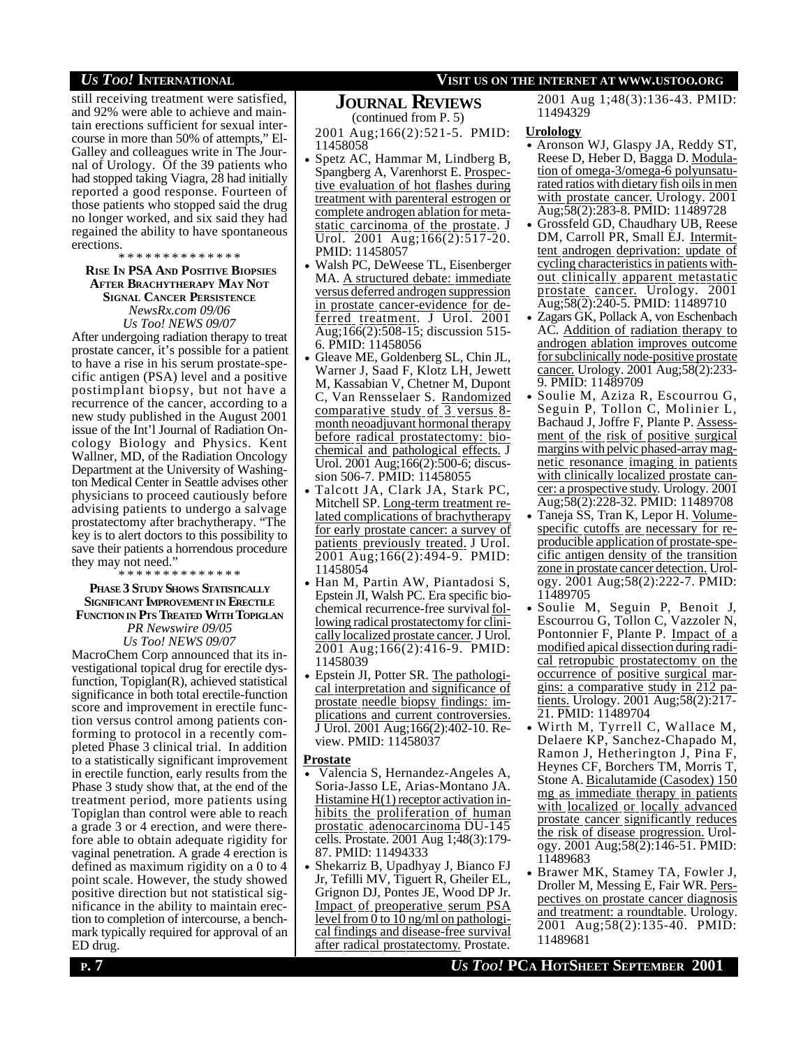still receiving treatment were satisfied, and 92% were able to achieve and maintain erections sufficient for sexual intercourse in more than 50% of attempts," El-Galley and colleagues write in The Journal of Urology. Of the 39 patients who had stopped taking Viagra, 28 had initially reported a good response. Fourteen of those patients who stopped said the drug no longer worked, and six said they had regained the ability to have spontaneous erections.

\* \* \* \* \* \* \* \* \* \* \* \* \* \*

**RISE IN PSA AND POSITIVE BIOPSIES AFTER BRACHYTHERAPY MAY NOT SIGNAL CANCER PERSISTENCE**

*NewsRx.com 09/06*
*Us Too! NEWS 09/07*

After undergoing radiation therapy to treat prostate cancer, it's possible for a patient to have a rise in his serum prostate-specific antigen (PSA) level and a positive postimplant biopsy, but not have a recurrence of the cancer, according to a new study published in the August 2001 issue of the Int'l Journal of Radiation Oncology Biology and Physics. Kent Wallner, MD, of the Radiation Oncology Department at the University of Washington Medical Center in Seattle advises other physicians to proceed cautiously before advising patients to undergo a salvage prostatectomy after brachytherapy. "The key is to alert doctors to this possibility to save their patients a horrendous procedure they may not need."

\* \* \* \* \* \* \* \* \* \* \* \* \* \*

**PHASE 3 STUDY SHOWS STATISTICALLY SIGNIFICANT IMPROVEMENT IN ERECTILE FUNCTION IN PTS TREATED WITH TOPIGLAN**

*PR Newswire 09/05*
*Us Too! NEWS 09/07*

MacroChem Corp announced that its investigational topical drug for erectile dysfunction, Topiglan(R), achieved statistical significance in both total erectile-function score and improvement in erectile function versus control among patients conforming to protocol in a recently completed Phase 3 clinical trial. In addition to a statistically significant improvement in erectile function, early results from the Phase 3 study show that, at the end of the treatment period, more patients using Topiglan than control were able to reach a grade 3 or 4 erection, and were therefore able to obtain adequate rigidity for vaginal penetration. A grade 4 erection is defined as maximum rigidity on a 0 to 4 point scale. However, the study showed positive direction but not statistical significance in the ability to maintain erection to completion of intercourse, a benchmark typically required for approval of an ED drug.

## JOURNAL REVIEWS

(continued from P. 5)

2001 Aug;166(2):521-5. PMID: 11458058

- Spetz AC, Hammar M, Lindberg B, Spangberg A, Varenhorst E. Prospective evaluation of hot flashes during treatment with parenteral estrogen or complete androgen ablation for metastatic carcinoma of the prostate. J Urol. 2001 Aug;166(2):517-20. PMID: 11458057
- Walsh PC, DeWeese TL, Eisenberger MA. A structured debate: immediate versus deferred androgen suppression in prostate cancer-evidence for deferred treatment. J Urol. 2001 Aug;166(2):508-15; discussion 515-6. PMID: 11458056
- Gleave ME, Goldenberg SL, Chin JL, Warner J, Saad F, Klotz LH, Jewett M, Kassabian V, Chetner M, Dupont C, Van Rensselaer S. Randomized comparative study of 3 versus 8-month neoadjuvant hormonal therapy before radical prostatectomy: biochemical and pathological effects. J Urol. 2001 Aug;166(2):500-6; discussion 506-7. PMID: 11458055
- Talcott JA, Clark JA, Stark PC, Mitchell SP. Long-term treatment related complications of brachytherapy for early prostate cancer: a survey of patients previously treated. J Urol. 2001 Aug;166(2):494-9. PMID: 11458054
- Han M, Partin AW, Piantadosi S, Epstein JI, Walsh PC. Era specific biochemical recurrence-free survival following radical prostatectomy for clinically localized prostate cancer. J Urol. 2001 Aug;166(2):416-9. PMID: 11458039
- Epstein JI, Potter SR. The pathological interpretation and significance of prostate needle biopsy findings: implications and current controversies. J Urol. 2001 Aug;166(2):402-10. Review. PMID: 11458037

**Prostate**

- Valencia S, Hernandez-Angeles A, Soria-Jasso LE, Arias-Montano JA. Histamine H(1) receptor activation inhibits the proliferation of human prostatic adenocarcinoma DU-145 cells. Prostate. 2001 Aug 1;48(3):179-87. PMID: 11494333
- Shekarriz B, Upadhyay J, Bianco FJ Jr, Tefilli MV, Tiguert R, Gheiler EL, Grignon DJ, Pontes JE, Wood DP Jr. Impact of preoperative serum PSA level from 0 to 10 ng/ml on pathological findings and disease-free survival after radical prostatectomy. Prostate. 2001 Aug 1;48(3):136-43. PMID: 11494329

**Urolology**

- Aronson WJ, Glaspy JA, Reddy ST, Reese D, Heber D, Bagga D. Modulation of omega-3/omega-6 polyunsaturated ratios with dietary fish oils in men with prostate cancer. Urology. 2001 Aug;58(2):283-8. PMID: 11489728
- Grossfeld GD, Chaudhary UB, Reese DM, Carroll PR, Small EJ. Intermittent androgen deprivation: update of cycling characteristics in patients without clinically apparent metastatic prostate cancer. Urology. 2001 Aug;58(2):240-5. PMID: 11489710
- Zagars GK, Pollack A, von Eschenbach AC. Addition of radiation therapy to androgen ablation improves outcome for subclinically node-positive prostate cancer. Urology. 2001 Aug;58(2):233-9. PMID: 11489709
- Soulie M, Aziza R, Escourrou G, Seguin P, Tollon C, Molinier L, Bachaud J, Joffre F, Plante P. Assessment of the risk of positive surgical margins with pelvic phased-array magnetic resonance imaging in patients with clinically localized prostate cancer: a prospective study. Urology. 2001 Aug;58(2):228-32. PMID: 11489708
- Taneja SS, Tran K, Lepor H. Volume-specific cutoffs are necessary for reproducible application of prostate-specific antigen density of the transition zone in prostate cancer detection. Urology. 2001 Aug;58(2):222-7. PMID: 11489705
- Soulie M, Seguin P, Benoit J, Escourrou G, Tollon C, Vazzoler N, Pontonnier F, Plante P. Impact of a modified apical dissection during radical retropubic prostatectomy on the occurrence of positive surgical margins: a comparative study in 212 patients. Urology. 2001 Aug;58(2):217-21. PMID: 11489704
- Wirth M, Tyrrell C, Wallace M, Delaere KP, Sanchez-Chapado M, Ramon J, Hetherington J, Pina F, Heynes CF, Borchers TM, Morris T, Stone A. Bicalutamide (Casodex) 150 mg as immediate therapy in patients with localized or locally advanced prostate cancer significantly reduces the risk of disease progression. Urology. 2001 Aug;58(2):146-51. PMID: 11489683
- Brawer MK, Stamey TA, Fowler J, Droller M, Messing E, Fair WR. Perspectives on prostate cancer diagnosis and treatment: a roundtable. Urology. 2001 Aug;58(2):135-40. PMID: 11489681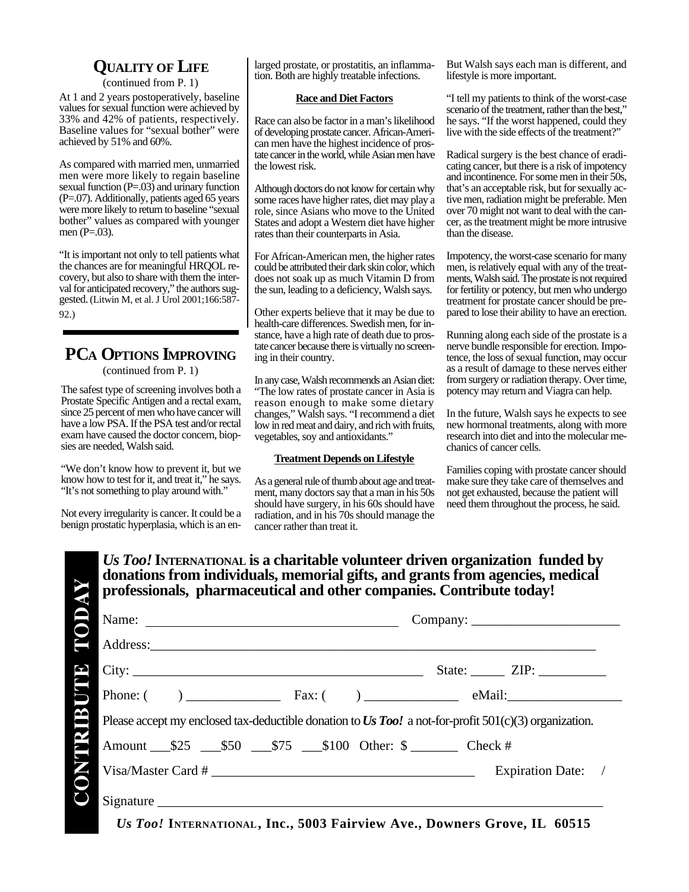## Quality of Life

(continued from P. 1)

At 1 and 2 years postoperatively, baseline values for sexual function were achieved by 33% and 42% of patients, respectively. Baseline values for "sexual bother" were achieved by 51% and 60%.

As compared with married men, unmarried men were more likely to regain baseline sexual function (P=.03) and urinary function (P=.07). Additionally, patients aged 65 years were more likely to return to baseline "sexual bother" values as compared with younger men (P=.03).

"It is important not only to tell patients what the chances are for meaningful HRQOL recovery, but also to share with them the interval for anticipated recovery," the authors suggested. (Litwin M, et al. J Urol 2001;166:587-92.)

## PCa Options Improving

(continued from P. 1)

The safest type of screening involves both a Prostate Specific Antigen and a rectal exam, since 25 percent of men who have cancer will have a low PSA. If the PSA test and/or rectal exam have caused the doctor concern, biopsies are needed, Walsh said.

"We don't know how to prevent it, but we know how to test for it, and treat it," he says. "It's not something to play around with."

Not every irregularity is cancer. It could be a benign prostatic hyperplasia, which is an enlarged prostate, or prostatitis, an inflammation. Both are highly treatable infections.

### Race and Diet Factors

Race can also be factor in a man's likelihood of developing prostate cancer. African-American men have the highest incidence of prostate cancer in the world, while Asian men have the lowest risk.

Although doctors do not know for certain why some races have higher rates, diet may play a role, since Asians who move to the United States and adopt a Western diet have higher rates than their counterparts in Asia.

For African-American men, the higher rates could be attributed their dark skin color, which does not soak up as much Vitamin D from the sun, leading to a deficiency, Walsh says.

Other experts believe that it may be due to health-care differences. Swedish men, for instance, have a high rate of death due to prostate cancer because there is virtually no screening in their country.

In any case, Walsh recommends an Asian diet: "The low rates of prostate cancer in Asia is reason enough to make some dietary changes," Walsh says. "I recommend a diet low in red meat and dairy, and rich with fruits, vegetables, soy and antioxidants."

### Treatment Depends on Lifestyle

As a general rule of thumb about age and treatment, many doctors say that a man in his 50s should have surgery, in his 60s should have radiation, and in his 70s should manage the cancer rather than treat it.

But Walsh says each man is different, and lifestyle is more important.

"I tell my patients to think of the worst-case scenario of the treatment, rather than the best," he says. "If the worst happened, could they live with the side effects of the treatment?"

Radical surgery is the best chance of eradicating cancer, but there is a risk of impotency and incontinence. For some men in their 50s, that's an acceptable risk, but for sexually active men, radiation might be preferable. Men over 70 might not want to deal with the cancer, as the treatment might be more intrusive than the disease.

Impotency, the worst-case scenario for many men, is relatively equal with any of the treatments, Walsh said. The prostate is not required for fertility or potency, but men who undergo treatment for prostate cancer should be prepared to lose their ability to have an erection.

Running along each side of the prostate is a nerve bundle responsible for erection. Impotence, the loss of sexual function, may occur as a result of damage to these nerves either from surgery or radiation therapy. Over time, potency may return and Viagra can help.

In the future, Walsh says he expects to see new hormonal treatments, along with more research into diet and into the molecular mechanics of cancer cells.

Families coping with prostate cancer should make sure they take care of themselves and not get exhausted, because the patient will need them throughout the process, he said.

---

## CONTRIBUTE TODAY

***Us Too!* International is a charitable volunteer driven organization funded by donations from individuals, memorial gifts, and grants from agencies, medical professionals, pharmaceutical and other companies. Contribute today!**

Name: ______________________________ Company: ____________________

Address: ______________________________________________________

City: ____________________________________ State: _____ ZIP: __________

Phone: ( ) ______________ Fax: ( ) ______________ eMail: _________________

Please accept my enclosed tax-deductible donation to ***Us Too!*** a not-for-profit 501(c)(3) organization.

Amount ___$25 ___$50 ___$75 ___$100 Other: $ _______ Check #

Visa/Master Card # ____________________________________ Expiration Date: /

Signature ___________________________________________________________

***Us Too!* International, Inc., 5003 Fairview Ave., Downers Grove, IL 60515**